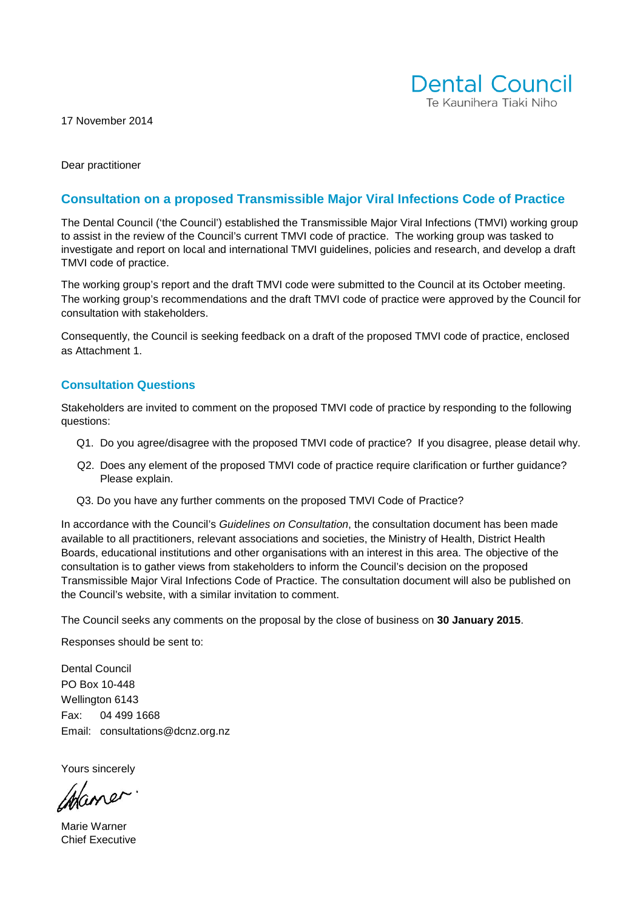Dental Council
Te Kaunihera Tiaki Niho

17 November 2014

Dear practitioner

## Consultation on a proposed Transmissible Major Viral Infections Code of Practice

The Dental Council ('the Council') established the Transmissible Major Viral Infections (TMVI) working group to assist in the review of the Council's current TMVI code of practice. The working group was tasked to investigate and report on local and international TMVI guidelines, policies and research, and develop a draft TMVI code of practice.

The working group's report and the draft TMVI code were submitted to the Council at its October meeting. The working group's recommendations and the draft TMVI code of practice were approved by the Council for consultation with stakeholders.

Consequently, the Council is seeking feedback on a draft of the proposed TMVI code of practice, enclosed as Attachment 1.

### Consultation Questions

Stakeholders are invited to comment on the proposed TMVI code of practice by responding to the following questions:

- Q1. Do you agree/disagree with the proposed TMVI code of practice? If you disagree, please detail why.
- Q2. Does any element of the proposed TMVI code of practice require clarification or further guidance? Please explain.
- Q3. Do you have any further comments on the proposed TMVI Code of Practice?

In accordance with the Council's *Guidelines on Consultation*, the consultation document has been made available to all practitioners, relevant associations and societies, the Ministry of Health, District Health Boards, educational institutions and other organisations with an interest in this area. The objective of the consultation is to gather views from stakeholders to inform the Council's decision on the proposed Transmissible Major Viral Infections Code of Practice. The consultation document will also be published on the Council's website, with a similar invitation to comment.

The Council seeks any comments on the proposal by the close of business on **30 January 2015**.

Responses should be sent to:

Dental Council
PO Box 10-448
Wellington 6143
Fax: 04 499 1668
Email: consultations@dcnz.org.nz

Yours sincerely

Marie Warner
Chief Executive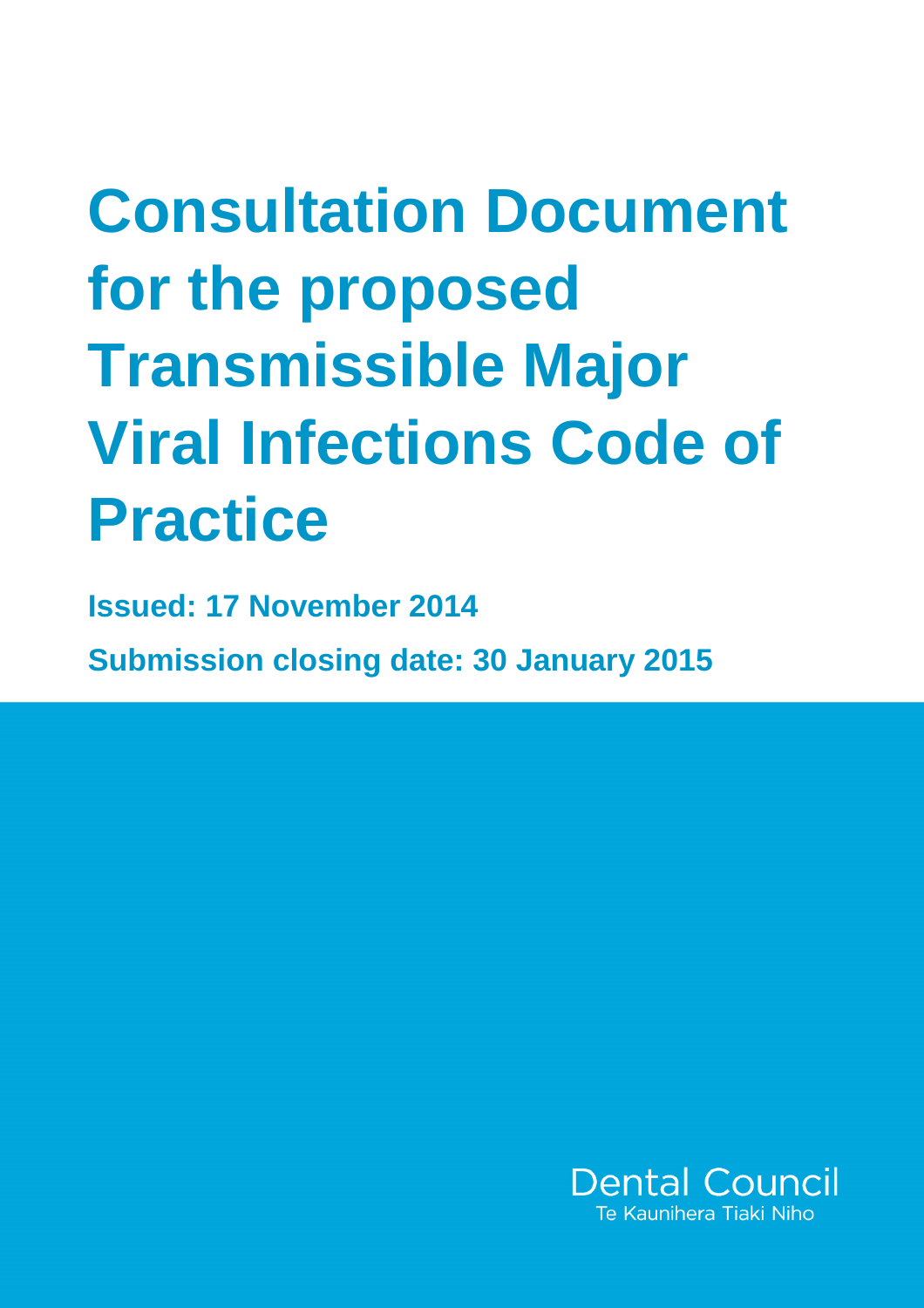# Consultation Document for the proposed Transmissible Major Viral Infections Code of Practice

**Issued: 17 November 2014**

**Submission closing date: 30 January 2015**

Dental Council

Te Kaunihera Tiaki Niho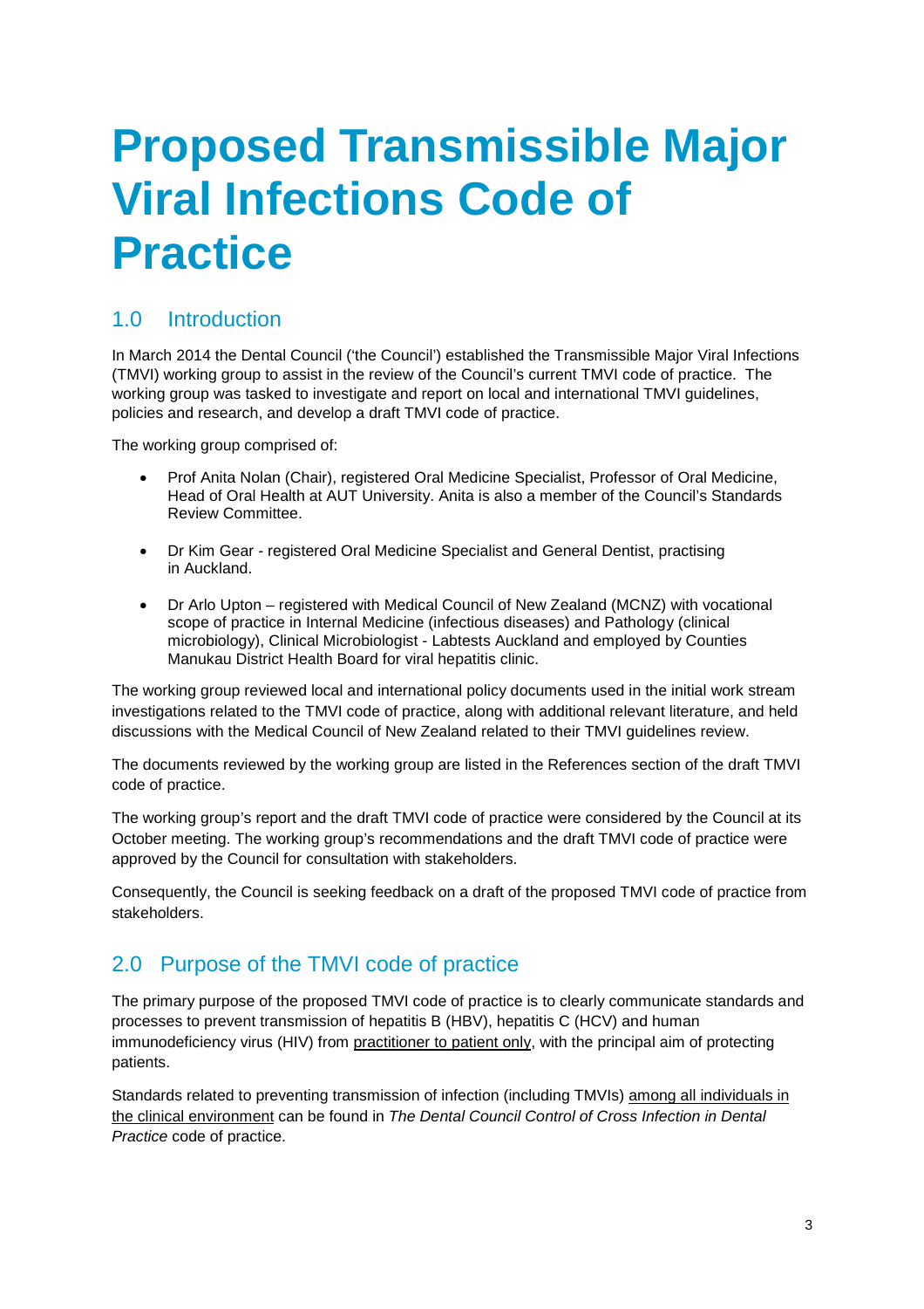# Proposed Transmissible Major Viral Infections Code of Practice

## 1.0 Introduction

In March 2014 the Dental Council ('the Council') established the Transmissible Major Viral Infections (TMVI) working group to assist in the review of the Council's current TMVI code of practice. The working group was tasked to investigate and report on local and international TMVI guidelines, policies and research, and develop a draft TMVI code of practice.

The working group comprised of:

- Prof Anita Nolan (Chair), registered Oral Medicine Specialist, Professor of Oral Medicine, Head of Oral Health at AUT University. Anita is also a member of the Council's Standards Review Committee.
- Dr Kim Gear - registered Oral Medicine Specialist and General Dentist, practising in Auckland.
- Dr Arlo Upton – registered with Medical Council of New Zealand (MCNZ) with vocational scope of practice in Internal Medicine (infectious diseases) and Pathology (clinical microbiology), Clinical Microbiologist - Labtests Auckland and employed by Counties Manukau District Health Board for viral hepatitis clinic.

The working group reviewed local and international policy documents used in the initial work stream investigations related to the TMVI code of practice, along with additional relevant literature, and held discussions with the Medical Council of New Zealand related to their TMVI guidelines review.

The documents reviewed by the working group are listed in the References section of the draft TMVI code of practice.

The working group's report and the draft TMVI code of practice were considered by the Council at its October meeting. The working group's recommendations and the draft TMVI code of practice were approved by the Council for consultation with stakeholders.

Consequently, the Council is seeking feedback on a draft of the proposed TMVI code of practice from stakeholders.

## 2.0 Purpose of the TMVI code of practice

The primary purpose of the proposed TMVI code of practice is to clearly communicate standards and processes to prevent transmission of hepatitis B (HBV), hepatitis C (HCV) and human immunodeficiency virus (HIV) from practitioner to patient only, with the principal aim of protecting patients.

Standards related to preventing transmission of infection (including TMVIs) among all individuals in the clinical environment can be found in *The Dental Council Control of Cross Infection in Dental Practice* code of practice.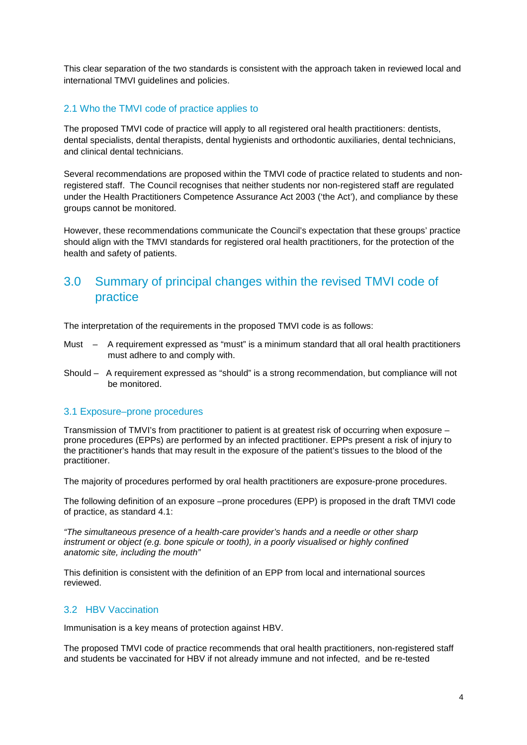This clear separation of the two standards is consistent with the approach taken in reviewed local and international TMVI guidelines and policies.

### 2.1 Who the TMVI code of practice applies to

The proposed TMVI code of practice will apply to all registered oral health practitioners: dentists, dental specialists, dental therapists, dental hygienists and orthodontic auxiliaries, dental technicians, and clinical dental technicians.

Several recommendations are proposed within the TMVI code of practice related to students and non-registered staff. The Council recognises that neither students nor non-registered staff are regulated under the Health Practitioners Competence Assurance Act 2003 ('the Act'), and compliance by these groups cannot be monitored.

However, these recommendations communicate the Council's expectation that these groups' practice should align with the TMVI standards for registered oral health practitioners, for the protection of the health and safety of patients.

## 3.0 Summary of principal changes within the revised TMVI code of practice

The interpretation of the requirements in the proposed TMVI code is as follows:

Must – A requirement expressed as "must" is a minimum standard that all oral health practitioners must adhere to and comply with.

Should – A requirement expressed as "should" is a strong recommendation, but compliance will not be monitored.

### 3.1 Exposure–prone procedures

Transmission of TMVI's from practitioner to patient is at greatest risk of occurring when exposure – prone procedures (EPPs) are performed by an infected practitioner. EPPs present a risk of injury to the practitioner's hands that may result in the exposure of the patient's tissues to the blood of the practitioner.

The majority of procedures performed by oral health practitioners are exposure-prone procedures.

The following definition of an exposure –prone procedures (EPP) is proposed in the draft TMVI code of practice, as standard 4.1:

*"The simultaneous presence of a health-care provider's hands and a needle or other sharp instrument or object (e.g. bone spicule or tooth), in a poorly visualised or highly confined anatomic site, including the mouth"*

This definition is consistent with the definition of an EPP from local and international sources reviewed.

### 3.2 HBV Vaccination

Immunisation is a key means of protection against HBV.

The proposed TMVI code of practice recommends that oral health practitioners, non-registered staff and students be vaccinated for HBV if not already immune and not infected, and be re-tested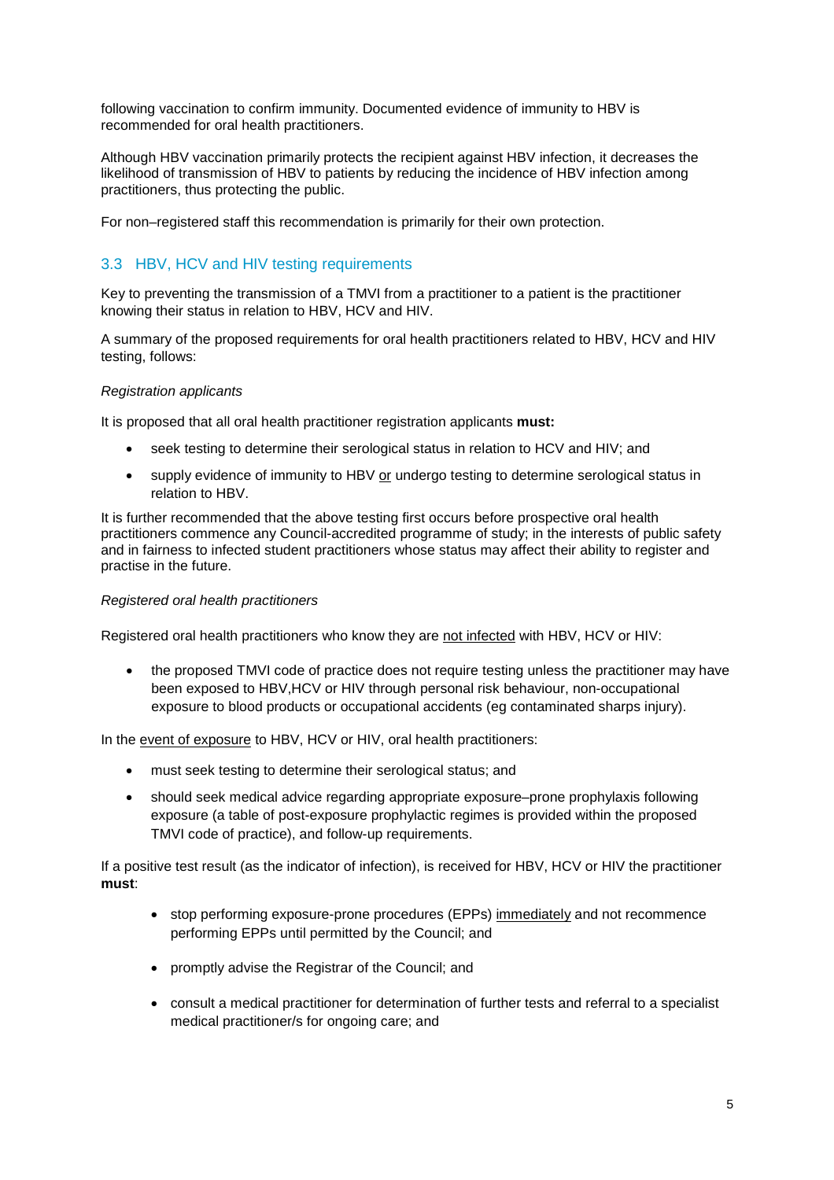following vaccination to confirm immunity. Documented evidence of immunity to HBV is recommended for oral health practitioners.

Although HBV vaccination primarily protects the recipient against HBV infection, it decreases the likelihood of transmission of HBV to patients by reducing the incidence of HBV infection among practitioners, thus protecting the public.

For non–registered staff this recommendation is primarily for their own protection.

## 3.3 HBV, HCV and HIV testing requirements

Key to preventing the transmission of a TMVI from a practitioner to a patient is the practitioner knowing their status in relation to HBV, HCV and HIV.

A summary of the proposed requirements for oral health practitioners related to HBV, HCV and HIV testing, follows:

*Registration applicants*

It is proposed that all oral health practitioner registration applicants **must:**

- seek testing to determine their serological status in relation to HCV and HIV; and
- supply evidence of immunity to HBV <u>or</u> undergo testing to determine serological status in relation to HBV.

It is further recommended that the above testing first occurs before prospective oral health practitioners commence any Council-accredited programme of study; in the interests of public safety and in fairness to infected student practitioners whose status may affect their ability to register and practise in the future.

*Registered oral health practitioners*

Registered oral health practitioners who know they are <u>not infected</u> with HBV, HCV or HIV:

- the proposed TMVI code of practice does not require testing unless the practitioner may have been exposed to HBV,HCV or HIV through personal risk behaviour, non-occupational exposure to blood products or occupational accidents (eg contaminated sharps injury).

In the <u>event of exposure</u> to HBV, HCV or HIV, oral health practitioners:

- must seek testing to determine their serological status; and
- should seek medical advice regarding appropriate exposure–prone prophylaxis following exposure (a table of post-exposure prophylactic regimes is provided within the proposed TMVI code of practice), and follow-up requirements.

If a positive test result (as the indicator of infection), is received for HBV, HCV or HIV the practitioner **must**:

- stop performing exposure-prone procedures (EPPs) <u>immediately</u> and not recommence performing EPPs until permitted by the Council; and
- promptly advise the Registrar of the Council; and
- consult a medical practitioner for determination of further tests and referral to a specialist medical practitioner/s for ongoing care; and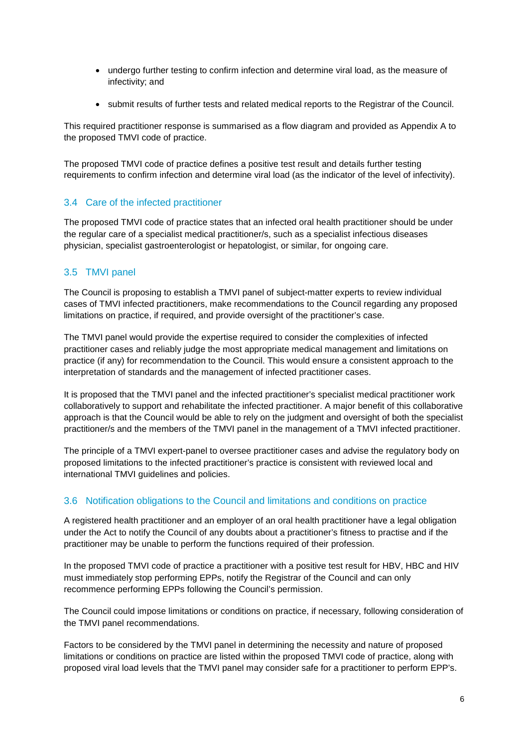- undergo further testing to confirm infection and determine viral load, as the measure of infectivity; and
- submit results of further tests and related medical reports to the Registrar of the Council.

This required practitioner response is summarised as a flow diagram and provided as Appendix A to the proposed TMVI code of practice.

The proposed TMVI code of practice defines a positive test result and details further testing requirements to confirm infection and determine viral load (as the indicator of the level of infectivity).

### 3.4 Care of the infected practitioner

The proposed TMVI code of practice states that an infected oral health practitioner should be under the regular care of a specialist medical practitioner/s, such as a specialist infectious diseases physician, specialist gastroenterologist or hepatologist, or similar, for ongoing care.

### 3.5 TMVI panel

The Council is proposing to establish a TMVI panel of subject-matter experts to review individual cases of TMVI infected practitioners, make recommendations to the Council regarding any proposed limitations on practice, if required, and provide oversight of the practitioner's case.

The TMVI panel would provide the expertise required to consider the complexities of infected practitioner cases and reliably judge the most appropriate medical management and limitations on practice (if any) for recommendation to the Council. This would ensure a consistent approach to the interpretation of standards and the management of infected practitioner cases.

It is proposed that the TMVI panel and the infected practitioner's specialist medical practitioner work collaboratively to support and rehabilitate the infected practitioner. A major benefit of this collaborative approach is that the Council would be able to rely on the judgment and oversight of both the specialist practitioner/s and the members of the TMVI panel in the management of a TMVI infected practitioner.

The principle of a TMVI expert-panel to oversee practitioner cases and advise the regulatory body on proposed limitations to the infected practitioner's practice is consistent with reviewed local and international TMVI guidelines and policies.

### 3.6 Notification obligations to the Council and limitations and conditions on practice

A registered health practitioner and an employer of an oral health practitioner have a legal obligation under the Act to notify the Council of any doubts about a practitioner's fitness to practise and if the practitioner may be unable to perform the functions required of their profession.

In the proposed TMVI code of practice a practitioner with a positive test result for HBV, HBC and HIV must immediately stop performing EPPs, notify the Registrar of the Council and can only recommence performing EPPs following the Council's permission.

The Council could impose limitations or conditions on practice, if necessary, following consideration of the TMVI panel recommendations.

Factors to be considered by the TMVI panel in determining the necessity and nature of proposed limitations or conditions on practice are listed within the proposed TMVI code of practice, along with proposed viral load levels that the TMVI panel may consider safe for a practitioner to perform EPP's.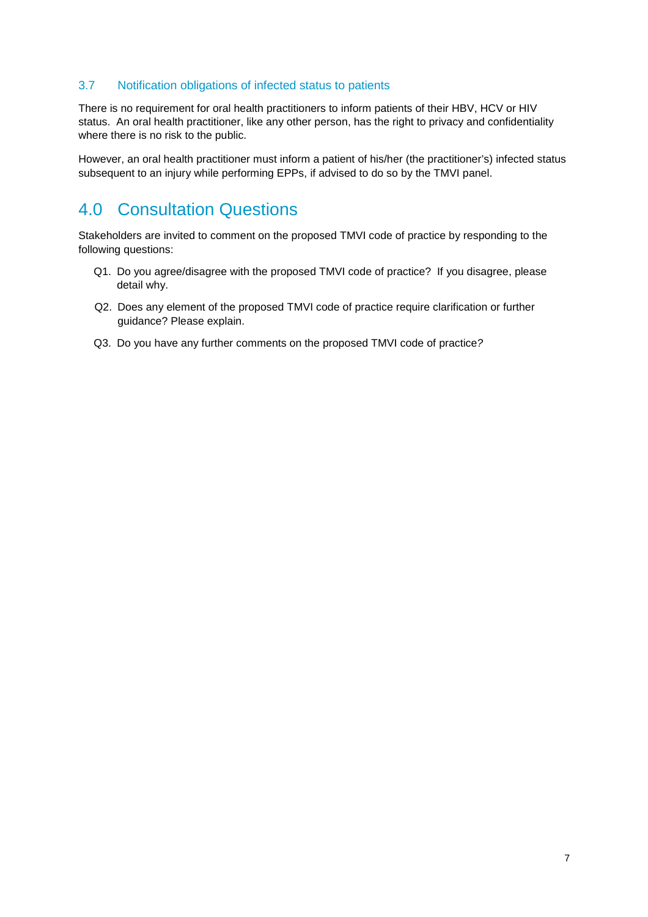### 3.7 Notification obligations of infected status to patients

There is no requirement for oral health practitioners to inform patients of their HBV, HCV or HIV status. An oral health practitioner, like any other person, has the right to privacy and confidentiality where there is no risk to the public.

However, an oral health practitioner must inform a patient of his/her (the practitioner's) infected status subsequent to an injury while performing EPPs, if advised to do so by the TMVI panel.

## 4.0 Consultation Questions

Stakeholders are invited to comment on the proposed TMVI code of practice by responding to the following questions:

Q1. Do you agree/disagree with the proposed TMVI code of practice? If you disagree, please detail why.

Q2. Does any element of the proposed TMVI code of practice require clarification or further guidance? Please explain.

Q3. Do you have any further comments on the proposed TMVI code of practice?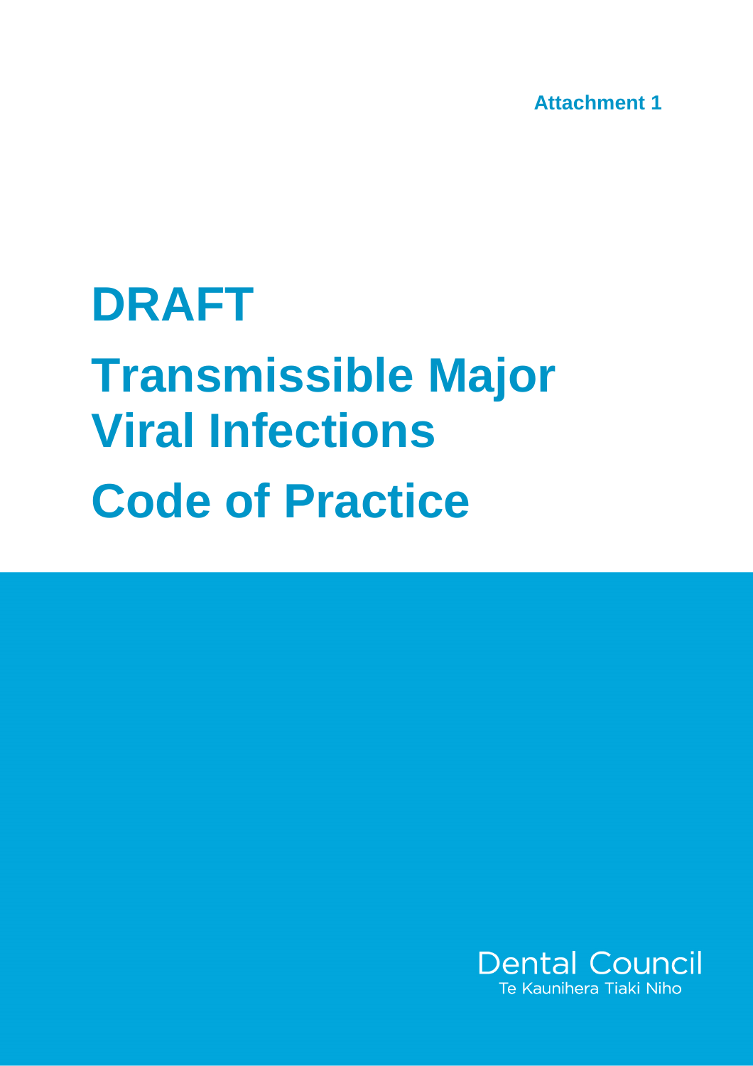Attachment 1

# DRAFT

# Transmissible Major Viral Infections

# Code of Practice

Dental Council
Te Kaunihera Tiaki Niho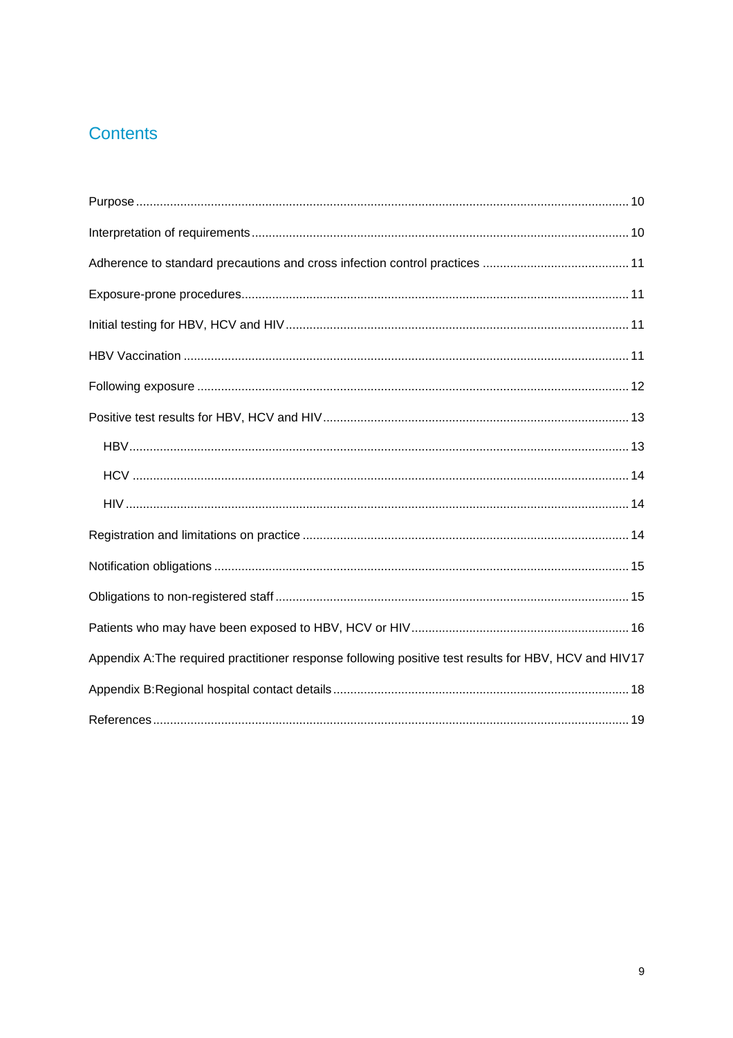## Contents

Purpose ........ 10

Interpretation of requirements ........ 10

Adherence to standard precautions and cross infection control practices ........ 11

Exposure-prone procedures ........ 11

Initial testing for HBV, HCV and HIV ........ 11

HBV Vaccination ........ 11

Following exposure ........ 12

Positive test results for HBV, HCV and HIV ........ 13

- HBV ........ 13
- HCV ........ 14
- HIV ........ 14

Registration and limitations on practice ........ 14

Notification obligations ........ 15

Obligations to non-registered staff ........ 15

Patients who may have been exposed to HBV, HCV or HIV ........ 16

Appendix A:The required practitioner response following positive test results for HBV, HCV and HIV 17

Appendix B:Regional hospital contact details ........ 18

References ........ 19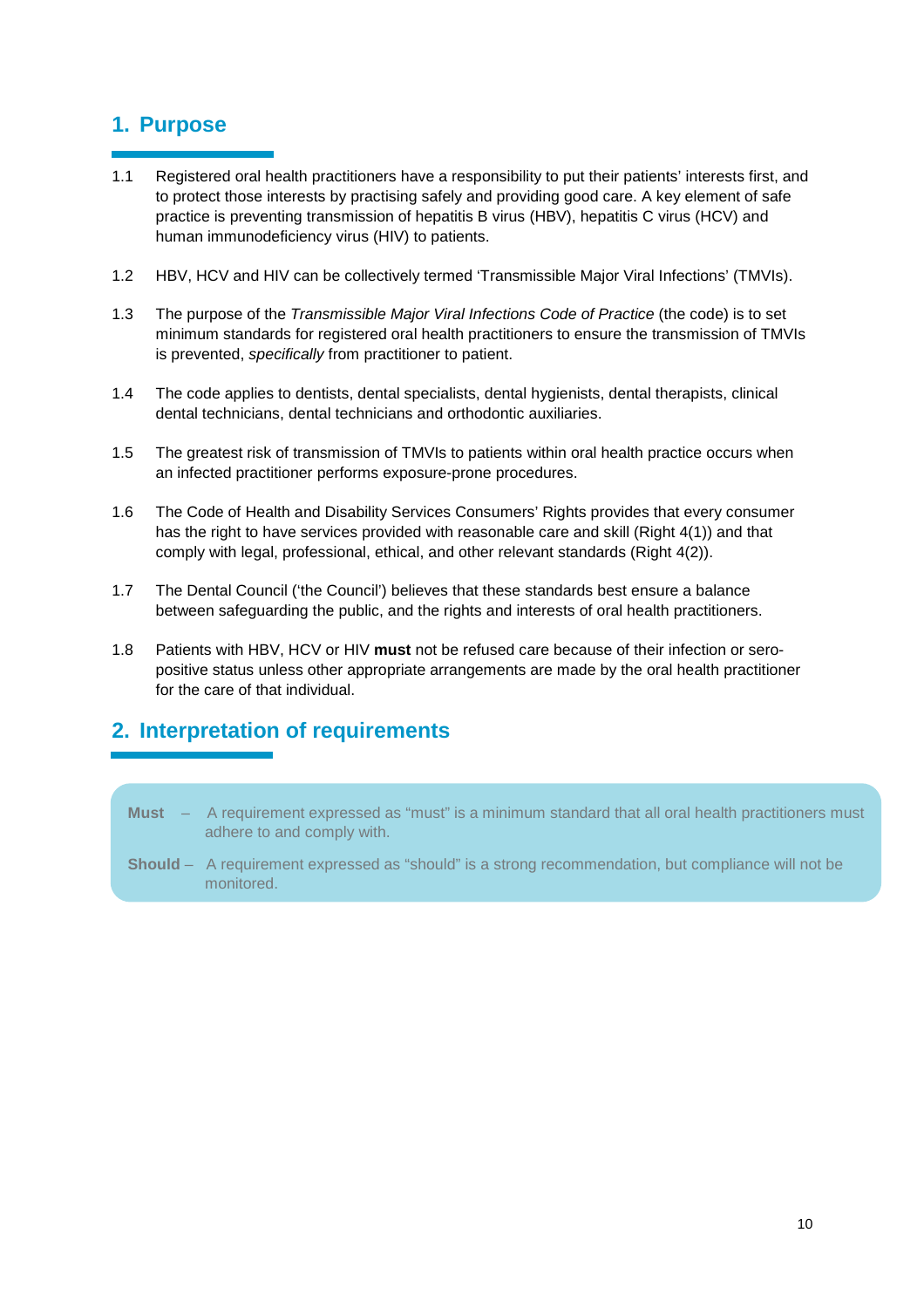## 1. Purpose

1.1 Registered oral health practitioners have a responsibility to put their patients' interests first, and to protect those interests by practising safely and providing good care. A key element of safe practice is preventing transmission of hepatitis B virus (HBV), hepatitis C virus (HCV) and human immunodeficiency virus (HIV) to patients.

1.2 HBV, HCV and HIV can be collectively termed 'Transmissible Major Viral Infections' (TMVIs).

1.3 The purpose of the *Transmissible Major Viral Infections Code of Practice* (the code) is to set minimum standards for registered oral health practitioners to ensure the transmission of TMVIs is prevented, *specifically* from practitioner to patient.

1.4 The code applies to dentists, dental specialists, dental hygienists, dental therapists, clinical dental technicians, dental technicians and orthodontic auxiliaries.

1.5 The greatest risk of transmission of TMVIs to patients within oral health practice occurs when an infected practitioner performs exposure-prone procedures.

1.6 The Code of Health and Disability Services Consumers' Rights provides that every consumer has the right to have services provided with reasonable care and skill (Right 4(1)) and that comply with legal, professional, ethical, and other relevant standards (Right 4(2)).

1.7 The Dental Council ('the Council') believes that these standards best ensure a balance between safeguarding the public, and the rights and interests of oral health practitioners.

1.8 Patients with HBV, HCV or HIV **must** not be refused care because of their infection or sero-positive status unless other appropriate arrangements are made by the oral health practitioner for the care of that individual.

## 2. Interpretation of requirements

**Must** – A requirement expressed as "must" is a minimum standard that all oral health practitioners must adhere to and comply with.

**Should** – A requirement expressed as "should" is a strong recommendation, but compliance will not be monitored.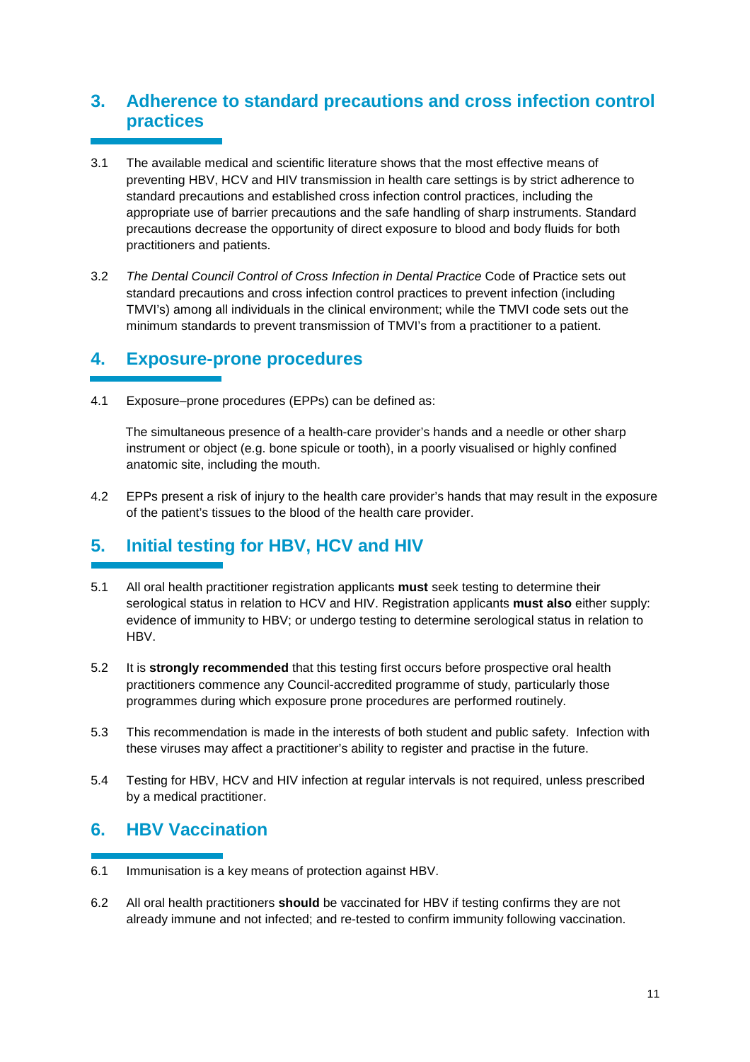## 3. Adherence to standard precautions and cross infection control practices

3.1 The available medical and scientific literature shows that the most effective means of preventing HBV, HCV and HIV transmission in health care settings is by strict adherence to standard precautions and established cross infection control practices, including the appropriate use of barrier precautions and the safe handling of sharp instruments. Standard precautions decrease the opportunity of direct exposure to blood and body fluids for both practitioners and patients.

3.2 *The Dental Council Control of Cross Infection in Dental Practice* Code of Practice sets out standard precautions and cross infection control practices to prevent infection (including TMVI's) among all individuals in the clinical environment; while the TMVI code sets out the minimum standards to prevent transmission of TMVI's from a practitioner to a patient.

## 4. Exposure-prone procedures

4.1 Exposure–prone procedures (EPPs) can be defined as:

The simultaneous presence of a health-care provider's hands and a needle or other sharp instrument or object (e.g. bone spicule or tooth), in a poorly visualised or highly confined anatomic site, including the mouth.

4.2 EPPs present a risk of injury to the health care provider's hands that may result in the exposure of the patient's tissues to the blood of the health care provider.

## 5. Initial testing for HBV, HCV and HIV

5.1 All oral health practitioner registration applicants **must** seek testing to determine their serological status in relation to HCV and HIV. Registration applicants **must also** either supply: evidence of immunity to HBV; or undergo testing to determine serological status in relation to HBV.

5.2 It is **strongly recommended** that this testing first occurs before prospective oral health practitioners commence any Council-accredited programme of study, particularly those programmes during which exposure prone procedures are performed routinely.

5.3 This recommendation is made in the interests of both student and public safety. Infection with these viruses may affect a practitioner's ability to register and practise in the future.

5.4 Testing for HBV, HCV and HIV infection at regular intervals is not required, unless prescribed by a medical practitioner.

## 6. HBV Vaccination

6.1 Immunisation is a key means of protection against HBV.

6.2 All oral health practitioners **should** be vaccinated for HBV if testing confirms they are not already immune and not infected; and re-tested to confirm immunity following vaccination.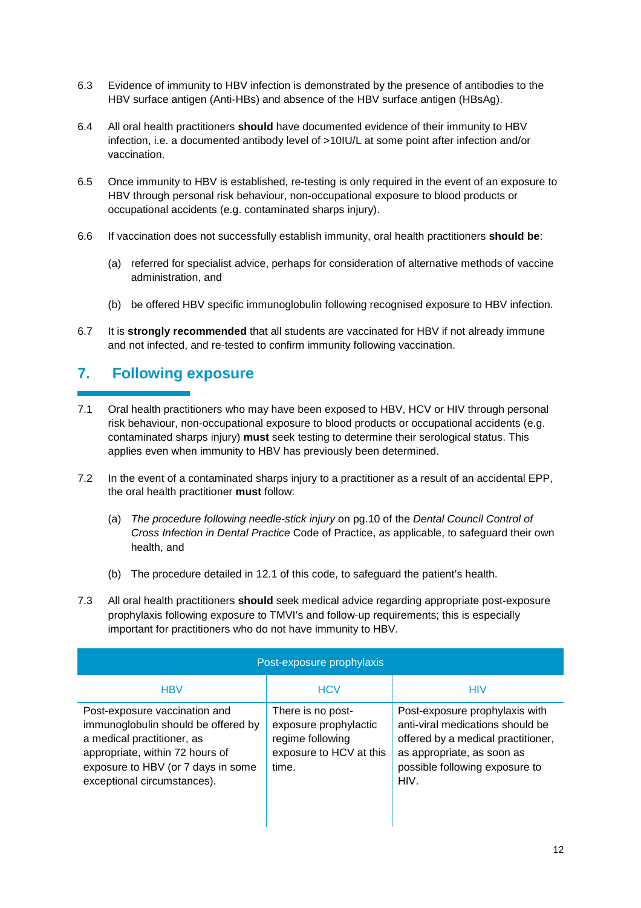6.3 Evidence of immunity to HBV infection is demonstrated by the presence of antibodies to the HBV surface antigen (Anti-HBs) and absence of the HBV surface antigen (HBsAg).

6.4 All oral health practitioners **should** have documented evidence of their immunity to HBV infection, i.e. a documented antibody level of >10IU/L at some point after infection and/or vaccination.

6.5 Once immunity to HBV is established, re-testing is only required in the event of an exposure to HBV through personal risk behaviour, non-occupational exposure to blood products or occupational accidents (e.g. contaminated sharps injury).

6.6 If vaccination does not successfully establish immunity, oral health practitioners **should be**:

(a) referred for specialist advice, perhaps for consideration of alternative methods of vaccine administration, and

(b) be offered HBV specific immunoglobulin following recognised exposure to HBV infection.

6.7 It is **strongly recommended** that all students are vaccinated for HBV if not already immune and not infected, and re-tested to confirm immunity following vaccination.

## 7. Following exposure

7.1 Oral health practitioners who may have been exposed to HBV, HCV or HIV through personal risk behaviour, non-occupational exposure to blood products or occupational accidents (e.g. contaminated sharps injury) **must** seek testing to determine their serological status. This applies even when immunity to HBV has previously been determined.

7.2 In the event of a contaminated sharps injury to a practitioner as a result of an accidental EPP, the oral health practitioner **must** follow:

(a) *The procedure following needle-stick injury* on pg.10 of the *Dental Council Control of Cross Infection in Dental Practice* Code of Practice, as applicable, to safeguard their own health, and

(b) The procedure detailed in 12.1 of this code, to safeguard the patient's health.

7.3 All oral health practitioners **should** seek medical advice regarding appropriate post-exposure prophylaxis following exposure to TMVI's and follow-up requirements; this is especially important for practitioners who do not have immunity to HBV.

| Post-exposure prophylaxis | | |
|---|---|---|
| HBV | HCV | HIV |
| Post-exposure vaccination and immunoglobulin should be offered by a medical practitioner, as appropriate, within 72 hours of exposure to HBV (or 7 days in some exceptional circumstances). | There is no post-exposure prophylactic regime following exposure to HCV at this time. | Post-exposure prophylaxis with anti-viral medications should be offered by a medical practitioner, as appropriate, as soon as possible following exposure to HIV. |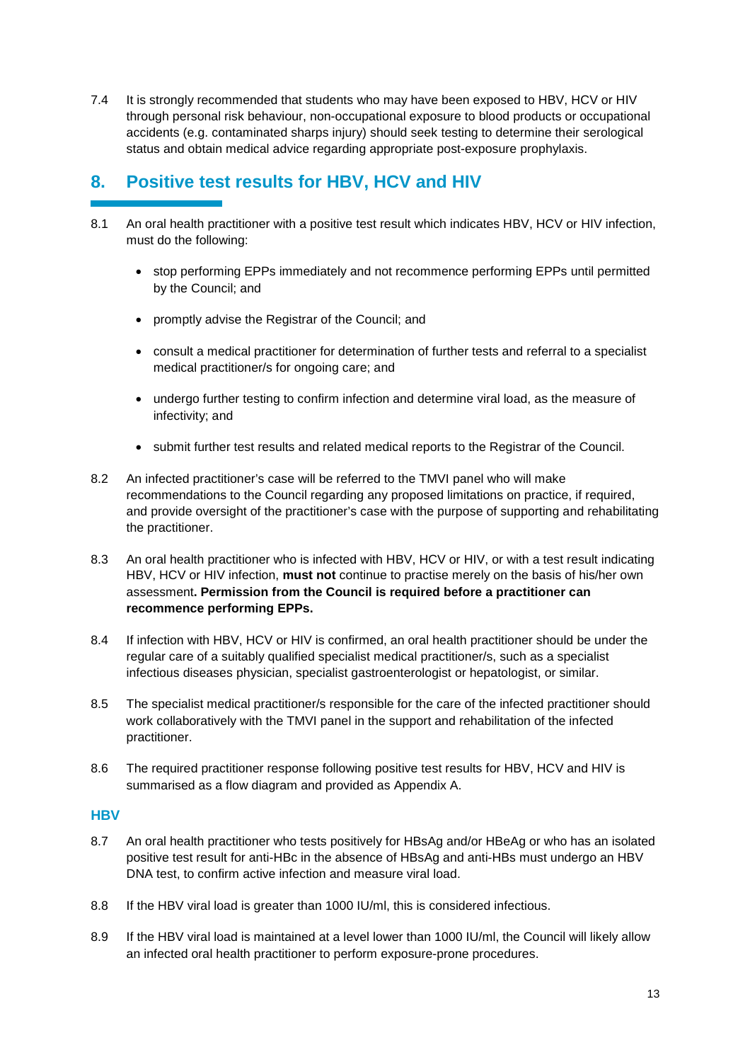7.4 It is strongly recommended that students who may have been exposed to HBV, HCV or HIV through personal risk behaviour, non-occupational exposure to blood products or occupational accidents (e.g. contaminated sharps injury) should seek testing to determine their serological status and obtain medical advice regarding appropriate post-exposure prophylaxis.

## 8. Positive test results for HBV, HCV and HIV

8.1 An oral health practitioner with a positive test result which indicates HBV, HCV or HIV infection, must do the following:

- stop performing EPPs immediately and not recommence performing EPPs until permitted by the Council; and
- promptly advise the Registrar of the Council; and
- consult a medical practitioner for determination of further tests and referral to a specialist medical practitioner/s for ongoing care; and
- undergo further testing to confirm infection and determine viral load, as the measure of infectivity; and
- submit further test results and related medical reports to the Registrar of the Council.

8.2 An infected practitioner's case will be referred to the TMVI panel who will make recommendations to the Council regarding any proposed limitations on practice, if required, and provide oversight of the practitioner's case with the purpose of supporting and rehabilitating the practitioner.

8.3 An oral health practitioner who is infected with HBV, HCV or HIV, or with a test result indicating HBV, HCV or HIV infection, **must not** continue to practise merely on the basis of his/her own assessment**. Permission from the Council is required before a practitioner can recommence performing EPPs.**

8.4 If infection with HBV, HCV or HIV is confirmed, an oral health practitioner should be under the regular care of a suitably qualified specialist medical practitioner/s, such as a specialist infectious diseases physician, specialist gastroenterologist or hepatologist, or similar.

8.5 The specialist medical practitioner/s responsible for the care of the infected practitioner should work collaboratively with the TMVI panel in the support and rehabilitation of the infected practitioner.

8.6 The required practitioner response following positive test results for HBV, HCV and HIV is summarised as a flow diagram and provided as Appendix A.

### HBV

8.7 An oral health practitioner who tests positively for HBsAg and/or HBeAg or who has an isolated positive test result for anti-HBc in the absence of HBsAg and anti-HBs must undergo an HBV DNA test, to confirm active infection and measure viral load.

8.8 If the HBV viral load is greater than 1000 IU/ml, this is considered infectious.

8.9 If the HBV viral load is maintained at a level lower than 1000 IU/ml, the Council will likely allow an infected oral health practitioner to perform exposure-prone procedures.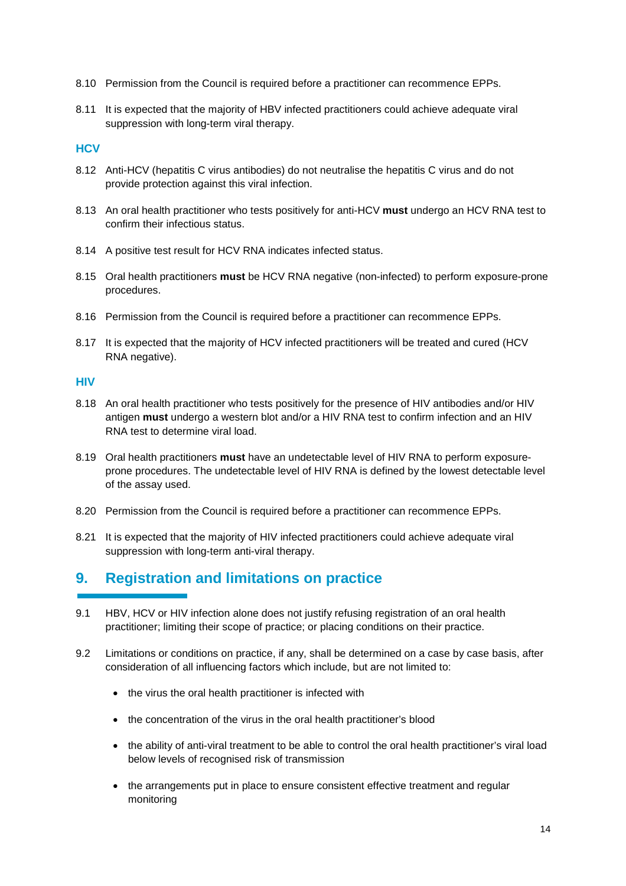8.10 Permission from the Council is required before a practitioner can recommence EPPs.

8.11 It is expected that the majority of HBV infected practitioners could achieve adequate viral suppression with long-term viral therapy.

### HCV

8.12 Anti-HCV (hepatitis C virus antibodies) do not neutralise the hepatitis C virus and do not provide protection against this viral infection.

8.13 An oral health practitioner who tests positively for anti-HCV **must** undergo an HCV RNA test to confirm their infectious status.

8.14 A positive test result for HCV RNA indicates infected status.

8.15 Oral health practitioners **must** be HCV RNA negative (non-infected) to perform exposure-prone procedures.

8.16 Permission from the Council is required before a practitioner can recommence EPPs.

8.17 It is expected that the majority of HCV infected practitioners will be treated and cured (HCV RNA negative).

### HIV

8.18 An oral health practitioner who tests positively for the presence of HIV antibodies and/or HIV antigen **must** undergo a western blot and/or a HIV RNA test to confirm infection and an HIV RNA test to determine viral load.

8.19 Oral health practitioners **must** have an undetectable level of HIV RNA to perform exposure-prone procedures. The undetectable level of HIV RNA is defined by the lowest detectable level of the assay used.

8.20 Permission from the Council is required before a practitioner can recommence EPPs.

8.21 It is expected that the majority of HIV infected practitioners could achieve adequate viral suppression with long-term anti-viral therapy.

## 9. Registration and limitations on practice

9.1 HBV, HCV or HIV infection alone does not justify refusing registration of an oral health practitioner; limiting their scope of practice; or placing conditions on their practice.

9.2 Limitations or conditions on practice, if any, shall be determined on a case by case basis, after consideration of all influencing factors which include, but are not limited to:

- the virus the oral health practitioner is infected with
- the concentration of the virus in the oral health practitioner's blood
- the ability of anti-viral treatment to be able to control the oral health practitioner's viral load below levels of recognised risk of transmission
- the arrangements put in place to ensure consistent effective treatment and regular monitoring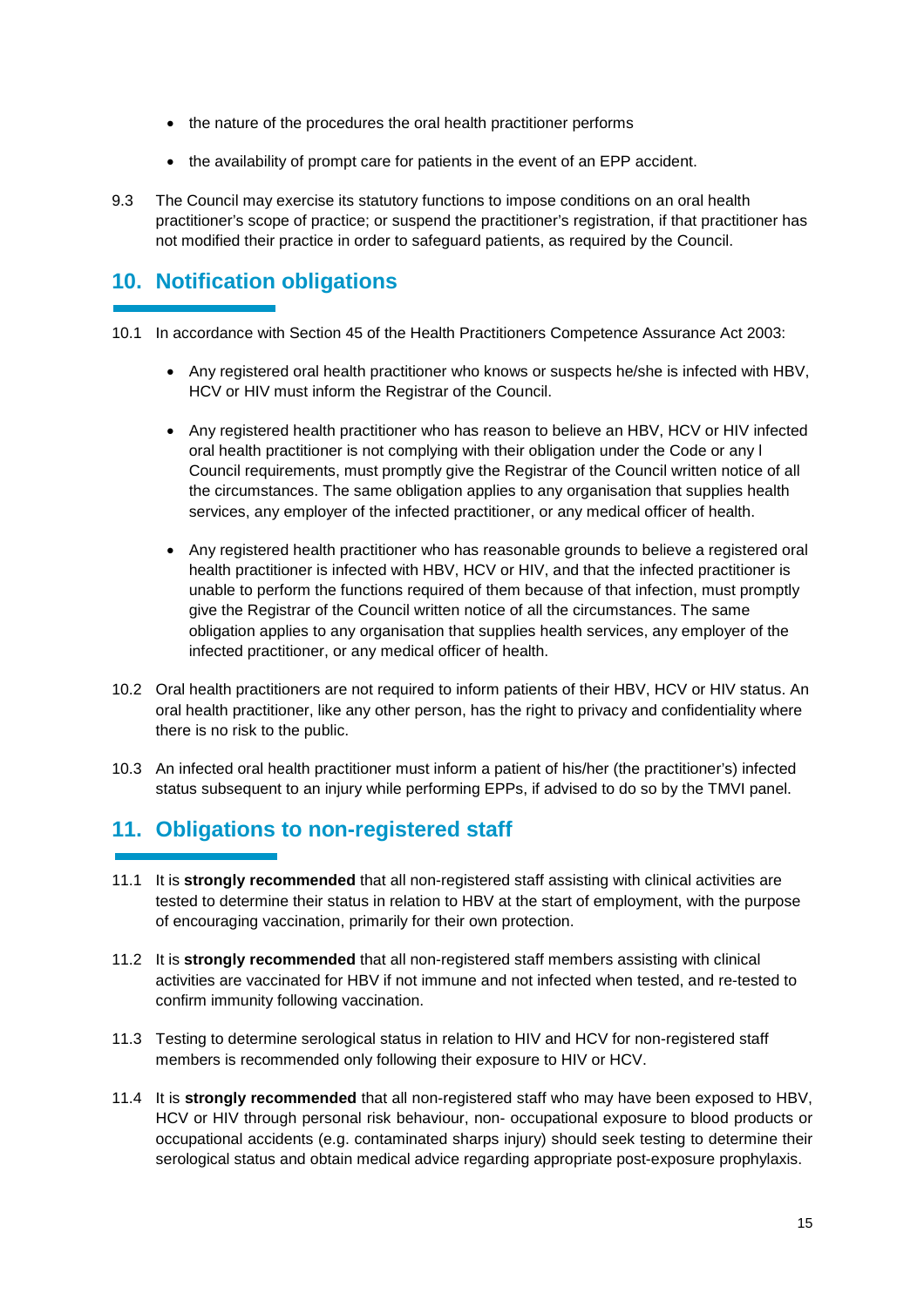- the nature of the procedures the oral health practitioner performs
- the availability of prompt care for patients in the event of an EPP accident.

9.3 The Council may exercise its statutory functions to impose conditions on an oral health practitioner's scope of practice; or suspend the practitioner's registration, if that practitioner has not modified their practice in order to safeguard patients, as required by the Council.

## 10. Notification obligations

10.1 In accordance with Section 45 of the Health Practitioners Competence Assurance Act 2003:

- Any registered oral health practitioner who knows or suspects he/she is infected with HBV, HCV or HIV must inform the Registrar of the Council.
- Any registered health practitioner who has reason to believe an HBV, HCV or HIV infected oral health practitioner is not complying with their obligation under the Code or any l Council requirements, must promptly give the Registrar of the Council written notice of all the circumstances. The same obligation applies to any organisation that supplies health services, any employer of the infected practitioner, or any medical officer of health.
- Any registered health practitioner who has reasonable grounds to believe a registered oral health practitioner is infected with HBV, HCV or HIV, and that the infected practitioner is unable to perform the functions required of them because of that infection, must promptly give the Registrar of the Council written notice of all the circumstances. The same obligation applies to any organisation that supplies health services, any employer of the infected practitioner, or any medical officer of health.

10.2 Oral health practitioners are not required to inform patients of their HBV, HCV or HIV status. An oral health practitioner, like any other person, has the right to privacy and confidentiality where there is no risk to the public.

10.3 An infected oral health practitioner must inform a patient of his/her (the practitioner's) infected status subsequent to an injury while performing EPPs, if advised to do so by the TMVI panel.

## 11. Obligations to non-registered staff

11.1 It is **strongly recommended** that all non-registered staff assisting with clinical activities are tested to determine their status in relation to HBV at the start of employment, with the purpose of encouraging vaccination, primarily for their own protection.

11.2 It is **strongly recommended** that all non-registered staff members assisting with clinical activities are vaccinated for HBV if not immune and not infected when tested, and re-tested to confirm immunity following vaccination.

11.3 Testing to determine serological status in relation to HIV and HCV for non-registered staff members is recommended only following their exposure to HIV or HCV.

11.4 It is **strongly recommended** that all non-registered staff who may have been exposed to HBV, HCV or HIV through personal risk behaviour, non- occupational exposure to blood products or occupational accidents (e.g. contaminated sharps injury) should seek testing to determine their serological status and obtain medical advice regarding appropriate post-exposure prophylaxis.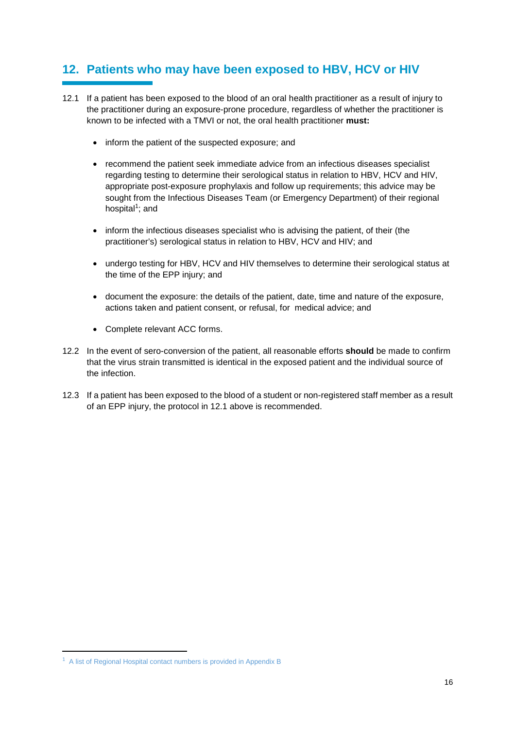## 12. Patients who may have been exposed to HBV, HCV or HIV

12.1 If a patient has been exposed to the blood of an oral health practitioner as a result of injury to the practitioner during an exposure-prone procedure, regardless of whether the practitioner is known to be infected with a TMVI or not, the oral health practitioner **must:**

- inform the patient of the suspected exposure; and
- recommend the patient seek immediate advice from an infectious diseases specialist regarding testing to determine their serological status in relation to HBV, HCV and HIV, appropriate post-exposure prophylaxis and follow up requirements; this advice may be sought from the Infectious Diseases Team (or Emergency Department) of their regional hospital[1]; and
- inform the infectious diseases specialist who is advising the patient, of their (the practitioner's) serological status in relation to HBV, HCV and HIV; and
- undergo testing for HBV, HCV and HIV themselves to determine their serological status at the time of the EPP injury; and
- document the exposure: the details of the patient, date, time and nature of the exposure, actions taken and patient consent, or refusal, for medical advice; and
- Complete relevant ACC forms.

12.2 In the event of sero-conversion of the patient, all reasonable efforts **should** be made to confirm that the virus strain transmitted is identical in the exposed patient and the individual source of the infection.

12.3 If a patient has been exposed to the blood of a student or non-registered staff member as a result of an EPP injury, the protocol in 12.1 above is recommended.

[1] A list of Regional Hospital contact numbers is provided in Appendix B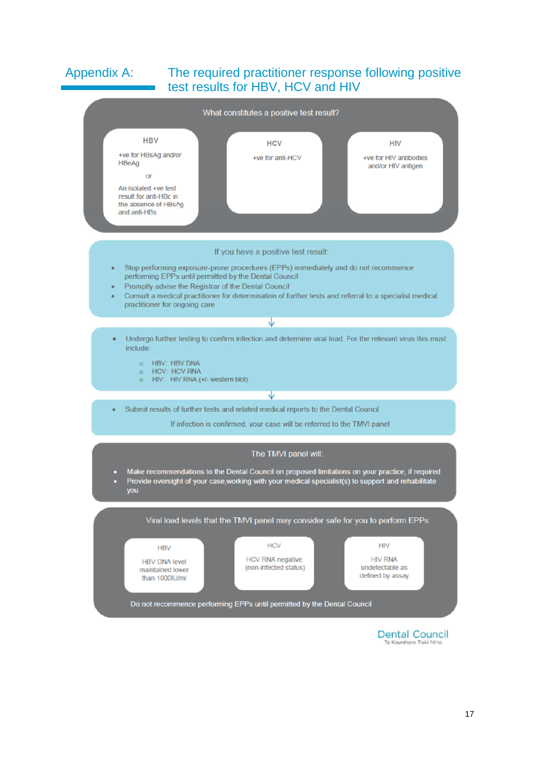## Appendix A: The required practitioner response following positive test results for HBV, HCV and HIV

**What constitutes a positive test result?**

| HBV | HCV | HIV |
|---|---|---|
| +ve for HBsAg and/or HBeAg<br><br>or<br><br>An isolated +ve test result for anti-HBc in the absence of HBsAg and anti-HBs | +ve for anti-HCV | +ve for HIV antibodies and/or HIV antigen |

**If you have a positive test result:**

- Stop performing exposure-prone procedures (EPPs) immediately and do not recommence performing EPPs until permitted by the Dental Council
- Promptly advise the Registrar of the Dental Council
- Consult a medical practitioner for determination of further tests and referral to a specialist medical practitioner for ongoing care

↓

- Undergo further testing to confirm infection and determine viral load. For the relevant virus this must include:
  - HBV: HBV DNA
  - HCV: HCV RNA
  - HIV: HIV RNA (+/- western blot)

↓

- Submit results of further tests and related medical reports to the Dental Council

If infection is confirmed, your case will be referred to the TMVI panel

**The TMVI panel will:**

- Make recommendations to the Dental Council on proposed limitations on your practice, if required
- Provide oversight of your case,working with your medical specialist(s) to support and rehabilitate you

**Viral load levels that the TMVI panel may consider safe for you to perform EPPs:**

| HBV | HCV | HIV |
|---|---|---|
| HBV DNA level maintained lower than 1000IU/ml | HCV RNA negative (non-infected status) | HIV RNA undetectable as defined by assay |

Do not recommence performing EPPs until permitted by the Dental Council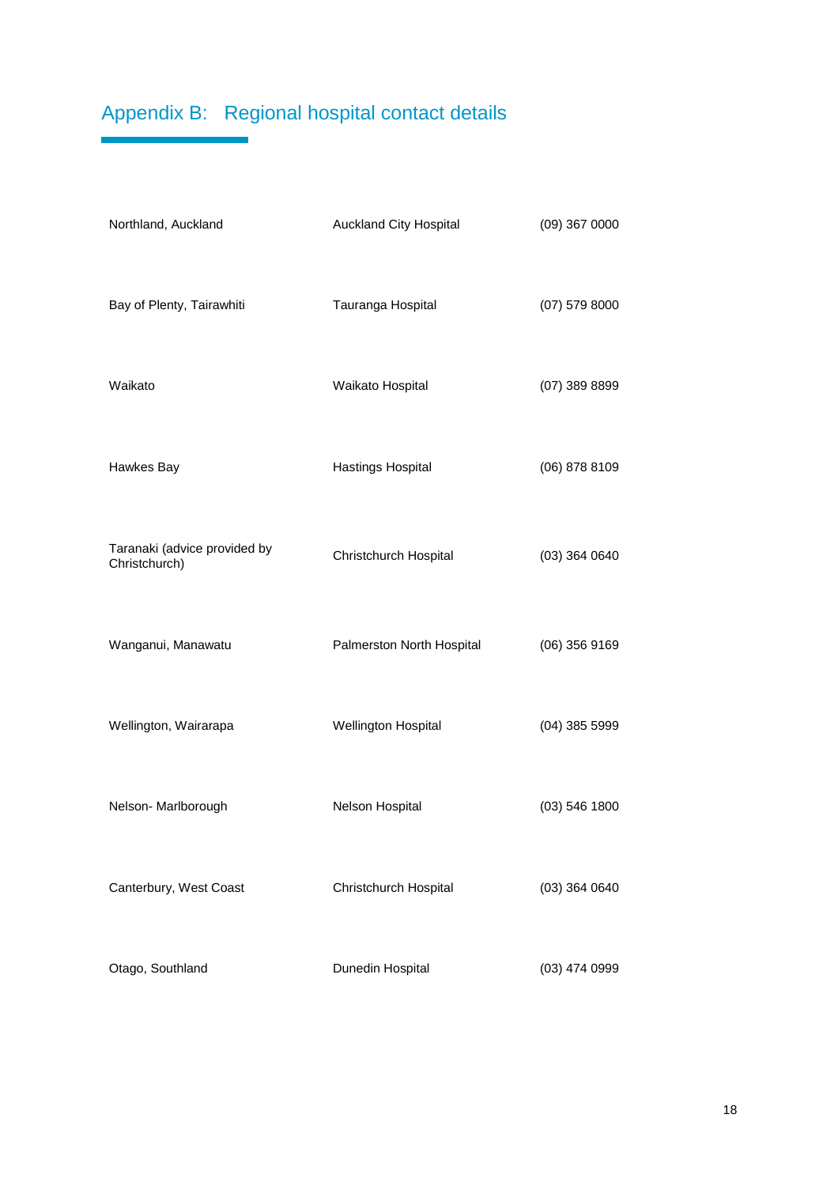## Appendix B: Regional hospital contact details

| | | |
|---|---|---|
| Northland, Auckland | Auckland City Hospital | (09) 367 0000 |
| Bay of Plenty, Tairawhiti | Tauranga Hospital | (07) 579 8000 |
| Waikato | Waikato Hospital | (07) 389 8899 |
| Hawkes Bay | Hastings Hospital | (06) 878 8109 |
| Taranaki (advice provided by Christchurch) | Christchurch Hospital | (03) 364 0640 |
| Wanganui, Manawatu | Palmerston North Hospital | (06) 356 9169 |
| Wellington, Wairarapa | Wellington Hospital | (04) 385 5999 |
| Nelson- Marlborough | Nelson Hospital | (03) 546 1800 |
| Canterbury, West Coast | Christchurch Hospital | (03) 364 0640 |
| Otago, Southland | Dunedin Hospital | (03) 474 0999 |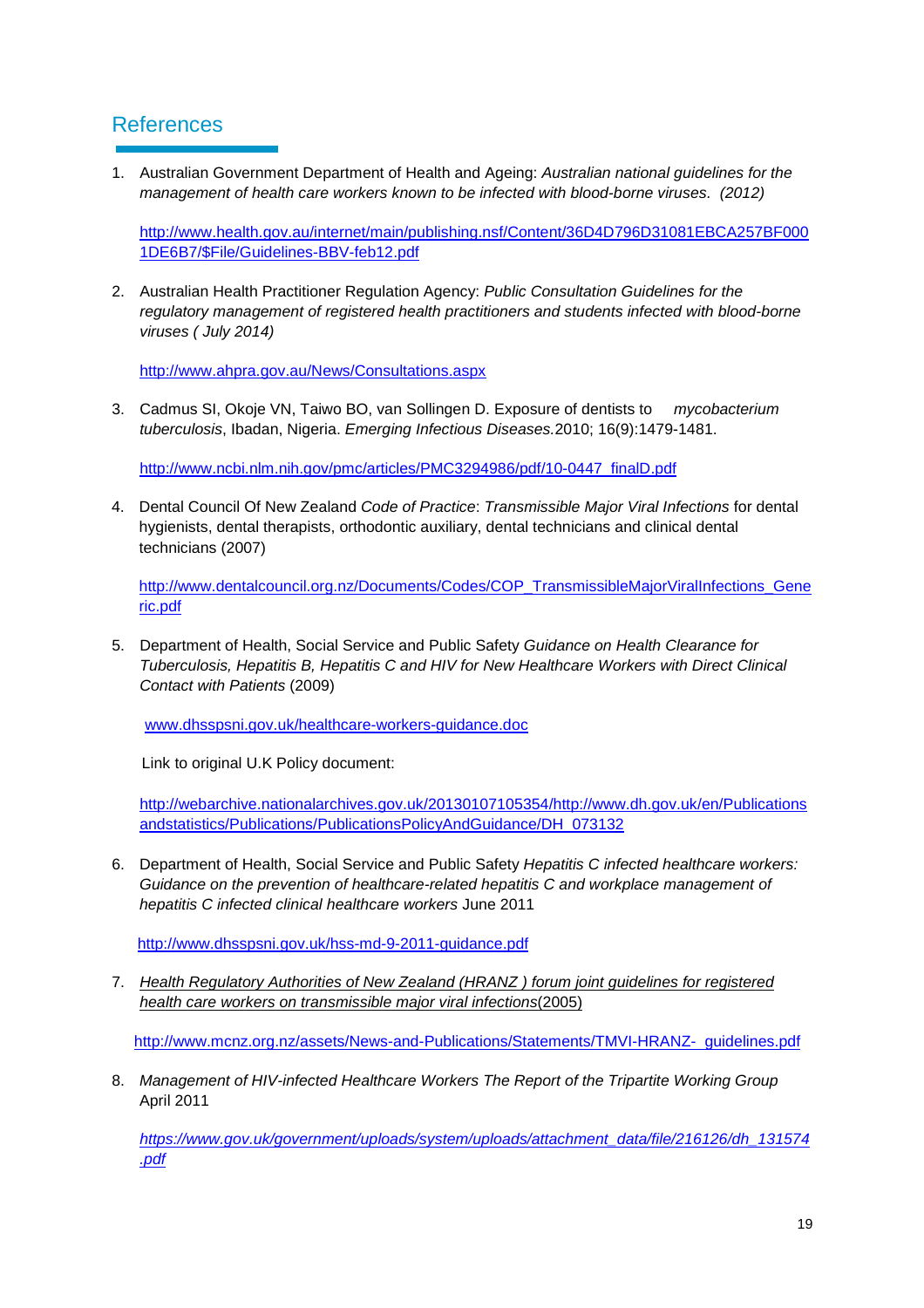## References

1. Australian Government Department of Health and Ageing: *Australian national guidelines for the management of health care workers known to be infected with blood-borne viruses. (2012)*

   http://www.health.gov.au/internet/main/publishing.nsf/Content/36D4D796D31081EBCA257BF0001DE6B7/$File/Guidelines-BBV-feb12.pdf

2. Australian Health Practitioner Regulation Agency: *Public Consultation Guidelines for the regulatory management of registered health practitioners and students infected with blood-borne viruses ( July 2014)*

   http://www.ahpra.gov.au/News/Consultations.aspx

3. Cadmus SI, Okoje VN, Taiwo BO, van Sollingen D. Exposure of dentists to *mycobacterium tuberculosis*, Ibadan, Nigeria. *Emerging Infectious Diseases.*2010; 16(9):1479-1481.

   http://www.ncbi.nlm.nih.gov/pmc/articles/PMC3294986/pdf/10-0447_finalD.pdf

4. Dental Council Of New Zealand *Code of Practice*: *Transmissible Major Viral Infections* for dental hygienists, dental therapists, orthodontic auxiliary, dental technicians and clinical dental technicians (2007)

   http://www.dentalcouncil.org.nz/Documents/Codes/COP_TransmissibleMajorViralInfections_Generic.pdf

5. Department of Health, Social Service and Public Safety *Guidance on Health Clearance for Tuberculosis, Hepatitis B, Hepatitis C and HIV for New Healthcare Workers with Direct Clinical Contact with Patients* (2009)

   www.dhsspsni.gov.uk/healthcare-workers-guidance.doc

   Link to original U.K Policy document:

   http://webarchive.nationalarchives.gov.uk/20130107105354/http://www.dh.gov.uk/en/Publicationsandstatistics/Publications/PublicationsPolicyAndGuidance/DH_073132

6. Department of Health, Social Service and Public Safety *Hepatitis C infected healthcare workers: Guidance on the prevention of healthcare-related hepatitis C and workplace management of hepatitis C infected clinical healthcare workers* June 2011

   http://www.dhsspsni.gov.uk/hss-md-9-2011-guidance.pdf

7. *Health Regulatory Authorities of New Zealand (HRANZ ) forum joint guidelines for registered health care workers on transmissible major viral infections*(2005)

   http://www.mcnz.org.nz/assets/News-and-Publications/Statements/TMVI-HRANZ- guidelines.pdf

8. *Management of HIV-infected Healthcare Workers The Report of the Tripartite Working Group* April 2011

   *https://www.gov.uk/government/uploads/system/uploads/attachment_data/file/216126/dh_131574.pdf*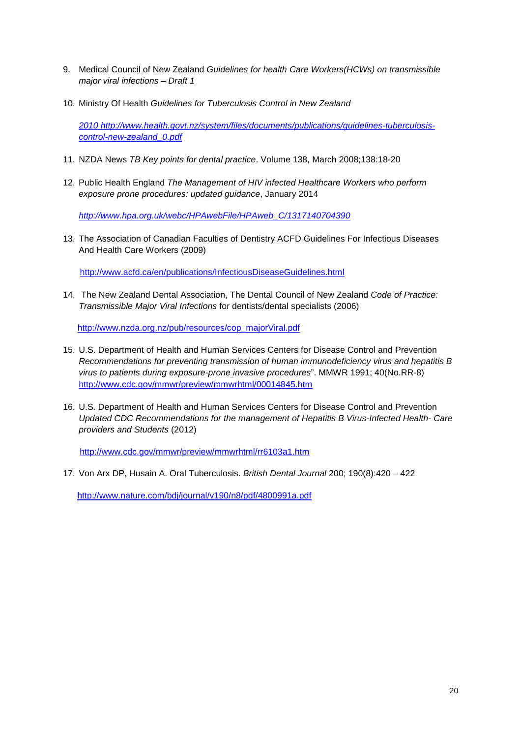9. Medical Council of New Zealand *Guidelines for health Care Workers(HCWs) on transmissible major viral infections – Draft 1*

10. Ministry Of Health *Guidelines for Tuberculosis Control in New Zealand*

    *2010 http://www.health.govt.nz/system/files/documents/publications/guidelines-tuberculosis-control-new-zealand_0.pdf*

11. NZDA News *TB Key points for dental practice*. Volume 138, March 2008;138:18-20

12. Public Health England *The Management of HIV infected Healthcare Workers who perform exposure prone procedures: updated guidance*, January 2014

    *http://www.hpa.org.uk/webc/HPAwebFile/HPAweb_C/1317140704390*

13. The Association of Canadian Faculties of Dentistry ACFD Guidelines For Infectious Diseases And Health Care Workers (2009)

    http://www.acfd.ca/en/publications/InfectiousDiseaseGuidelines.html

14. The New Zealand Dental Association, The Dental Council of New Zealand *Code of Practice: Transmissible Major Viral Infections* for dentists/dental specialists (2006)

    http://www.nzda.org.nz/pub/resources/cop_majorViral.pdf

15. U.S. Department of Health and Human Services Centers for Disease Control and Prevention *Recommendations for preventing transmission of human immunodeficiency virus and hepatitis B virus to patients during exposure-prone invasive procedures*". MMWR 1991; 40(No.RR-8) http://www.cdc.gov/mmwr/preview/mmwrhtml/00014845.htm

16. U.S. Department of Health and Human Services Centers for Disease Control and Prevention *Updated CDC Recommendations for the management of Hepatitis B Virus-Infected Health- Care providers and Students* (2012)

    http://www.cdc.gov/mmwr/preview/mmwrhtml/rr6103a1.htm

17. Von Arx DP, Husain A. Oral Tuberculosis. *British Dental Journal* 200; 190(8):420 – 422

    http://www.nature.com/bdj/journal/v190/n8/pdf/4800991a.pdf